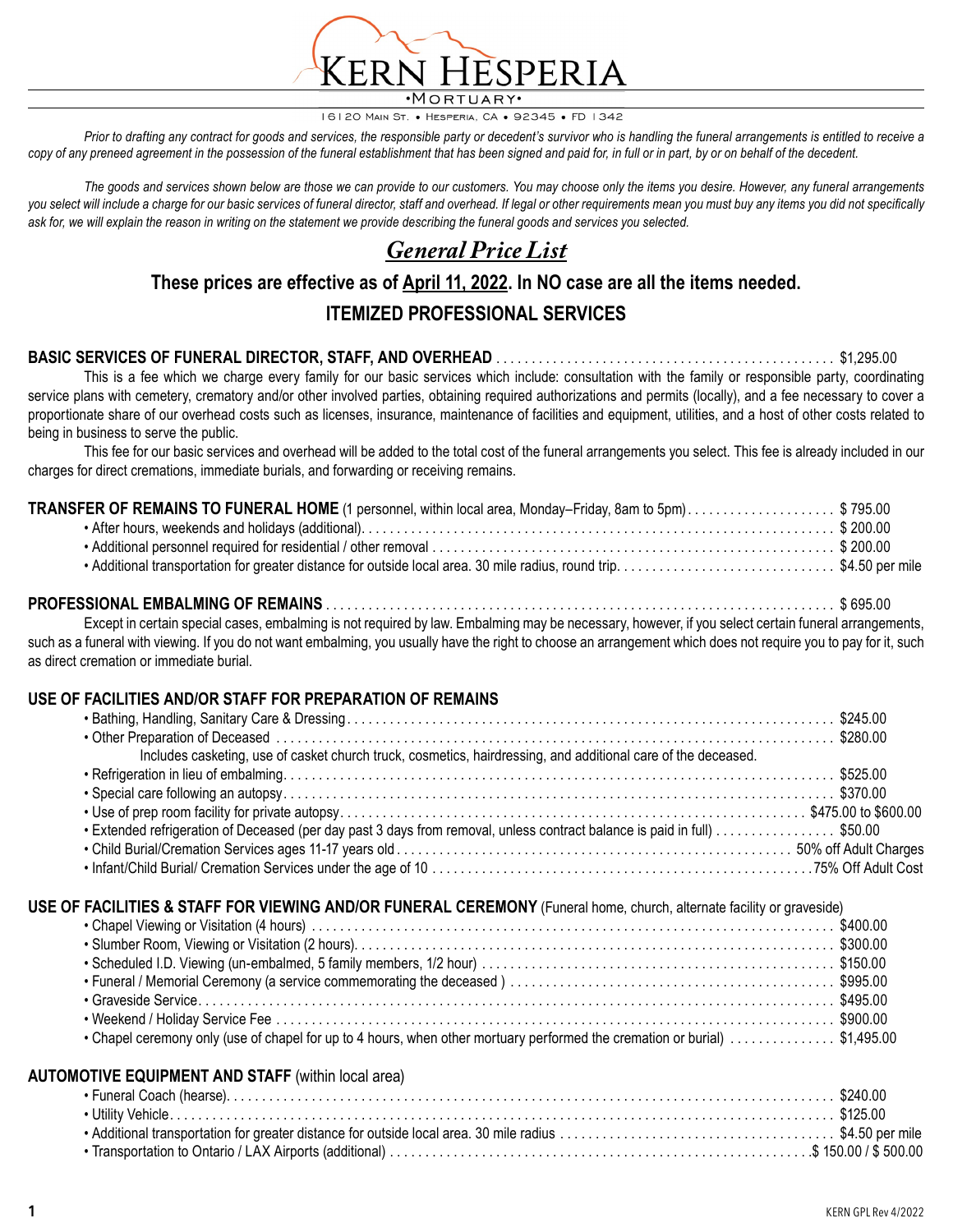# KERN HESPERIA

•MORTUARY•

16120 Main St. • Hesperia, CA • 92345 • FD 1342

*Prior to drafting any contract for goods and services, the responsible party or decedent's survivor who is handling the funeral arrangements is entitled to receive a copy of any preneed agreement in the possession of the funeral establishment that has been signed and paid for, in full or in part, by or on behalf of the decedent.*

*The goods and services shown below are those we can provide to our customers. You may choose only the items you desire. However, any funeral arrangements you select will include a charge for our basic services of funeral director, staff and overhead. If legal or other requirements mean you must buy any items you did not specifically ask for, we will explain the reason in writing on the statement we provide describing the funeral goods and services you selected.*

## *General Price List*

**These prices are effective as of April 11, 2022. In NO case are all the items needed.**

## ITEMIZED PROFESSIONAL SERVICES

**BASIC SERVICES OF FUNERAL DIRECTOR, STAFF, AND OVERHEAD** ............ $1,295.00

This is a fee which we charge every family for our basic services which include: consultation with the family or responsible party, coordinating service plans with cemetery, crematory and/or other involved parties, obtaining required authorizations and permits (locally), and a fee necessary to cover a proportionate share of our overhead costs such as licenses, insurance, maintenance of facilities and equipment, utilities, and a host of other costs related to being in business to serve the public.

This fee for our basic services and overhead will be added to the total cost of the funeral arrangements you select. This fee is already included in our charges for direct cremations, immediate burials, and forwarding or receiving remains.

**TRANSFER OF REMAINS TO FUNERAL HOME** (1 personnel, within local area, Monday–Friday, 8am to 5pm) ............ $795.00

- After hours, weekends and holidays (additional) ............ $200.00
- Additional personnel required for residential / other removal ............ $200.00
- Additional transportation for greater distance for outside local area. 30 mile radius, round trip ............ $4.50 per mile

**PROFESSIONAL EMBALMING OF REMAINS** ............ $695.00

Except in certain special cases, embalming is not required by law. Embalming may be necessary, however, if you select certain funeral arrangements, such as a funeral with viewing. If you do not want embalming, you usually have the right to choose an arrangement which does not require you to pay for it, such as direct cremation or immediate burial.

**USE OF FACILITIES AND/OR STAFF FOR PREPARATION OF REMAINS**

- Bathing, Handling, Sanitary Care & Dressing ............ $245.00
- Other Preparation of Deceased ............ $280.00
  Includes casketing, use of casket church truck, cosmetics, hairdressing, and additional care of the deceased.
- Refrigeration in lieu of embalming ............ $525.00
- Special care following an autopsy ............ $370.00
- Use of prep room facility for private autopsy ............ $475.00 to $600.00
- Extended refrigeration of Deceased (per day past 3 days from removal, unless contract balance is paid in full) ............ $50.00
- Child Burial/Cremation Services ages 11-17 years old ............ 50% off Adult Charges
- Infant/Child Burial/ Cremation Services under the age of 10 ............ 75% Off Adult Cost

**USE OF FACILITIES & STAFF FOR VIEWING AND/OR FUNERAL CEREMONY** (Funeral home, church, alternate facility or graveside)

- Chapel Viewing or Visitation (4 hours) ............ $400.00
- Slumber Room, Viewing or Visitation (2 hours) ............ $300.00
- Scheduled I.D. Viewing (un-embalmed, 5 family members, 1/2 hour) ............ $150.00
- Funeral / Memorial Ceremony (a service commemorating the deceased ) ............ $995.00
- Graveside Service ............ $495.00
- Weekend / Holiday Service Fee ............ $900.00
- Chapel ceremony only (use of chapel for up to 4 hours, when other mortuary performed the cremation or burial) ............ $1,495.00

**AUTOMOTIVE EQUIPMENT AND STAFF** (within local area)

- Funeral Coach (hearse) ............ $240.00
- Utility Vehicle ............ $125.00
- Additional transportation for greater distance for outside local area. 30 mile radius ............ $4.50 per mile
- Transportation to Ontario / LAX Airports (additional) ............ $ 150.00 / $ 500.00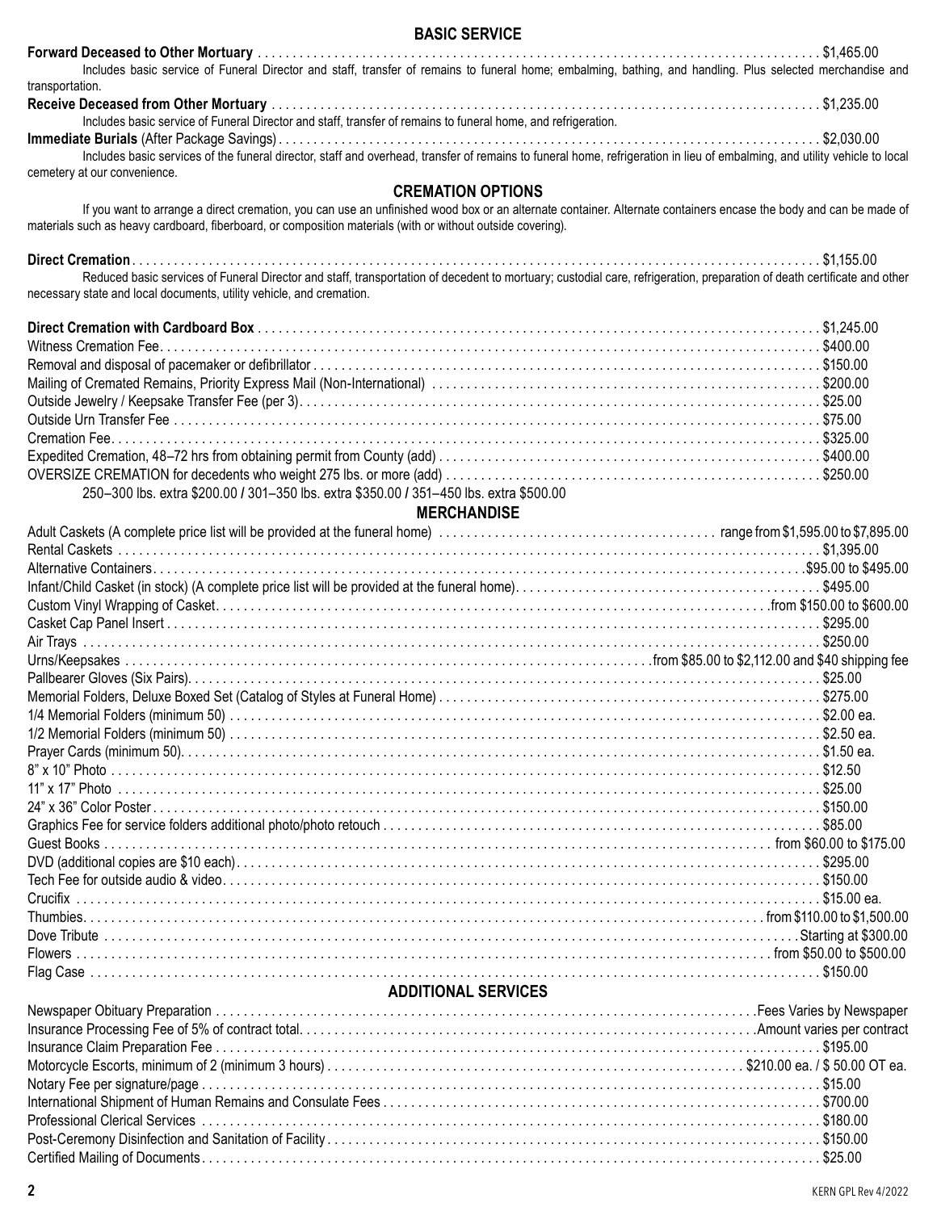## BASIC SERVICE

**Forward Deceased to Other Mortuary** . . . . . . . . . . . . . . . . . . . . . . . . . . . . . . . . . . . . . . . . . . . . . . . . . . . . . . . . . . . . . . . . . . . . . . . . . . . . . . . $1,465.00

Includes basic service of Funeral Director and staff, transfer of remains to funeral home; embalming, bathing, and handling. Plus selected merchandise and transportation.

**Receive Deceased from Other Mortuary** . . . . . . . . . . . . . . . . . . . . . . . . . . . . . . . . . . . . . . . . . . . . . . . . . . . . . . . . . . . . . . . . . . . . . . . . . . . . . . $1,235.00

Includes basic service of Funeral Director and staff, transfer of remains to funeral home, and refrigeration.

**Immediate Burials** (After Package Savings) . . . . . . . . . . . . . . . . . . . . . . . . . . . . . . . . . . . . . . . . . . . . . . . . . . . . . . . . . . . . . . . . . . . . . . . . . . . . . $2,030.00

Includes basic services of the funeral director, staff and overhead, transfer of remains to funeral home, refrigeration in lieu of embalming, and utility vehicle to local cemetery at our convenience.

## CREMATION OPTIONS

If you want to arrange a direct cremation, you can use an unfinished wood box or an alternate container. Alternate containers encase the body and can be made of materials such as heavy cardboard, fiberboard, or composition materials (with or without outside covering).

**Direct Cremation** . . . . . . . . . . . . . . . . . . . . . . . . . . . . . . . . . . . . . . . . . . . . . . . . . . . . . . . . . . . . . . . . . . . . . . . . . . . . . . . . . . . . . . . . . . . . . . $1,155.00

Reduced basic services of Funeral Director and staff, transportation of decedent to mortuary; custodial care, refrigeration, preparation of death certificate and other necessary state and local documents, utility vehicle, and cremation.

**Direct Cremation with Cardboard Box** . . . . . . . . . . . . . . . . . . . . . . . . . . . . . . . . . . . . . . . . . . . . . . . . . . . . . . . . . . . . . . . . . . . . . . . . . . . . . . . $1,245.00
Witness Cremation Fee . . . . . . . . . . . . . . . . . . . . . . . . . . . . . . . . . . . . . . . . . . . . . . . . . . . . . . . . . . . . . . . . . . . . . . . . . . . . . . . . . . . . . . . . . . $400.00
Removal and disposal of pacemaker or defibrillator . . . . . . . . . . . . . . . . . . . . . . . . . . . . . . . . . . . . . . . . . . . . . . . . . . . . . . . . . . . . . . . . . . . . . $150.00
Mailing of Cremated Remains, Priority Express Mail (Non-International) . . . . . . . . . . . . . . . . . . . . . . . . . . . . . . . . . . . . . . . . . . . . . . . . . . . . . . $200.00
Outside Jewelry / Keepsake Transfer Fee (per 3) . . . . . . . . . . . . . . . . . . . . . . . . . . . . . . . . . . . . . . . . . . . . . . . . . . . . . . . . . . . . . . . . . . . . . . . $25.00
Outside Urn Transfer Fee . . . . . . . . . . . . . . . . . . . . . . . . . . . . . . . . . . . . . . . . . . . . . . . . . . . . . . . . . . . . . . . . . . . . . . . . . . . . . . . . . . . . . . . . $75.00
Cremation Fee . . . . . . . . . . . . . . . . . . . . . . . . . . . . . . . . . . . . . . . . . . . . . . . . . . . . . . . . . . . . . . . . . . . . . . . . . . . . . . . . . . . . . . . . . . . . . . . . $325.00
Expedited Cremation, 48–72 hrs from obtaining permit from County (add) . . . . . . . . . . . . . . . . . . . . . . . . . . . . . . . . . . . . . . . . . . . . . . . . . . . . . $400.00
OVERSIZE CREMATION for decedents who weight 275 lbs. or more (add) . . . . . . . . . . . . . . . . . . . . . . . . . . . . . . . . . . . . . . . . . . . . . . . . . . . . . $250.00

250–300 lbs. extra $200.00 / 301–350 lbs. extra $350.00 / 351–450 lbs. extra $500.00

## MERCHANDISE

Adult Caskets (A complete price list will be provided at the funeral home) . . . . . . . . . . . . . . . . . . . . . . . . . . . . . . . . . . . . . . . range from $1,595.00 to $7,895.00
Rental Caskets . . . . . . . . . . . . . . . . . . . . . . . . . . . . . . . . . . . . . . . . . . . . . . . . . . . . . . . . . . . . . . . . . . . . . . . . . . . . . . . . . . . . . . . . . . . . . . . $1,395.00
Alternative Containers . . . . . . . . . . . . . . . . . . . . . . . . . . . . . . . . . . . . . . . . . . . . . . . . . . . . . . . . . . . . . . . . . . . . . . . . . . . . . . . . . . . . $95.00 to $495.00
Infant/Child Casket (in stock) (A complete price list will be provided at the funeral home) . . . . . . . . . . . . . . . . . . . . . . . . . . . . . . . . . . . . . . . . . . . $495.00
Custom Vinyl Wrapping of Casket . . . . . . . . . . . . . . . . . . . . . . . . . . . . . . . . . . . . . . . . . . . . . . . . . . . . . . . . . . . . . . . . . . . . . . from $150.00 to $600.00
Casket Cap Panel Insert . . . . . . . . . . . . . . . . . . . . . . . . . . . . . . . . . . . . . . . . . . . . . . . . . . . . . . . . . . . . . . . . . . . . . . . . . . . . . . . . . . . . . . . . $295.00
Air Trays . . . . . . . . . . . . . . . . . . . . . . . . . . . . . . . . . . . . . . . . . . . . . . . . . . . . . . . . . . . . . . . . . . . . . . . . . . . . . . . . . . . . . . . . . . . . . . . . . . . $250.00
Urns/Keepsakes . . . . . . . . . . . . . . . . . . . . . . . . . . . . . . . . . . . . . . . . . . . . . . . . . . . . . . . . . . . . . . . . . from $85.00 to $2,112.00 and $40 shipping fee
Pallbearer Gloves (Six Pairs) . . . . . . . . . . . . . . . . . . . . . . . . . . . . . . . . . . . . . . . . . . . . . . . . . . . . . . . . . . . . . . . . . . . . . . . . . . . . . . . . . . . . . $25.00
Memorial Folders, Deluxe Boxed Set (Catalog of Styles at Funeral Home) . . . . . . . . . . . . . . . . . . . . . . . . . . . . . . . . . . . . . . . . . . . . . . . . . . . . . . $275.00
1/4 Memorial Folders (minimum 50) . . . . . . . . . . . . . . . . . . . . . . . . . . . . . . . . . . . . . . . . . . . . . . . . . . . . . . . . . . . . . . . . . . . . . . . . . . . . . . . $2.00 ea.
1/2 Memorial Folders (minimum 50) . . . . . . . . . . . . . . . . . . . . . . . . . . . . . . . . . . . . . . . . . . . . . . . . . . . . . . . . . . . . . . . . . . . . . . . . . . . . . . . $2.50 ea.
Prayer Cards (minimum 50) . . . . . . . . . . . . . . . . . . . . . . . . . . . . . . . . . . . . . . . . . . . . . . . . . . . . . . . . . . . . . . . . . . . . . . . . . . . . . . . . . . . . . $1.50 ea.
8" x 10" Photo . . . . . . . . . . . . . . . . . . . . . . . . . . . . . . . . . . . . . . . . . . . . . . . . . . . . . . . . . . . . . . . . . . . . . . . . . . . . . . . . . . . . . . . . . . . . . . . $12.50
11" x 17" Photo . . . . . . . . . . . . . . . . . . . . . . . . . . . . . . . . . . . . . . . . . . . . . . . . . . . . . . . . . . . . . . . . . . . . . . . . . . . . . . . . . . . . . . . . . . . . . . $25.00
24" x 36" Color Poster . . . . . . . . . . . . . . . . . . . . . . . . . . . . . . . . . . . . . . . . . . . . . . . . . . . . . . . . . . . . . . . . . . . . . . . . . . . . . . . . . . . . . . . . . . $150.00
Graphics Fee for service folders additional photo/photo retouch . . . . . . . . . . . . . . . . . . . . . . . . . . . . . . . . . . . . . . . . . . . . . . . . . . . . . . . . . . . . $85.00
Guest Books . . . . . . . . . . . . . . . . . . . . . . . . . . . . . . . . . . . . . . . . . . . . . . . . . . . . . . . . . . . . . . . . . . . . . . . . . . . . . . . . . . . from $60.00 to $175.00
DVD (additional copies are $10 each) . . . . . . . . . . . . . . . . . . . . . . . . . . . . . . . . . . . . . . . . . . . . . . . . . . . . . . . . . . . . . . . . . . . . . . . . . . . . . . . $295.00
Tech Fee for outside audio & video . . . . . . . . . . . . . . . . . . . . . . . . . . . . . . . . . . . . . . . . . . . . . . . . . . . . . . . . . . . . . . . . . . . . . . . . . . . . . . . . $150.00
Crucifix . . . . . . . . . . . . . . . . . . . . . . . . . . . . . . . . . . . . . . . . . . . . . . . . . . . . . . . . . . . . . . . . . . . . . . . . . . . . . . . . . . . . . . . . . . . . . . . . . . . . $15.00 ea.
Thumbies . . . . . . . . . . . . . . . . . . . . . . . . . . . . . . . . . . . . . . . . . . . . . . . . . . . . . . . . . . . . . . . . . . . . . . . . . . . . . . . . . . . . . . from $110.00 to $1,500.00
Dove Tribute . . . . . . . . . . . . . . . . . . . . . . . . . . . . . . . . . . . . . . . . . . . . . . . . . . . . . . . . . . . . . . . . . . . . . . . . . . . . . . . . . . . . . . . . Starting at $300.00
Flowers . . . . . . . . . . . . . . . . . . . . . . . . . . . . . . . . . . . . . . . . . . . . . . . . . . . . . . . . . . . . . . . . . . . . . . . . . . . . . . . . . . . . . . . . . from $50.00 to $500.00
Flag Case . . . . . . . . . . . . . . . . . . . . . . . . . . . . . . . . . . . . . . . . . . . . . . . . . . . . . . . . . . . . . . . . . . . . . . . . . . . . . . . . . . . . . . . . . . . . . . . . . . $150.00

## ADDITIONAL SERVICES

Newspaper Obituary Preparation . . . . . . . . . . . . . . . . . . . . . . . . . . . . . . . . . . . . . . . . . . . . . . . . . . . . . . . . . . . . . . . . . . . . . Fees Varies by Newspaper
Insurance Processing Fee of 5% of contract total . . . . . . . . . . . . . . . . . . . . . . . . . . . . . . . . . . . . . . . . . . . . . . . . . . . . . . . . . . Amount varies per contract
Insurance Claim Preparation Fee . . . . . . . . . . . . . . . . . . . . . . . . . . . . . . . . . . . . . . . . . . . . . . . . . . . . . . . . . . . . . . . . . . . . . . . . . . . . . . . . . $195.00
Motorcycle Escorts, minimum of 2 (minimum 3 hours) . . . . . . . . . . . . . . . . . . . . . . . . . . . . . . . . . . . . . . . . . . . . . . . . . . . . . . $210.00 ea. / $ 50.00 OT ea.
Notary Fee per signature/page . . . . . . . . . . . . . . . . . . . . . . . . . . . . . . . . . . . . . . . . . . . . . . . . . . . . . . . . . . . . . . . . . . . . . . . . . . . . . . . . . . . . $15.00
International Shipment of Human Remains and Consulate Fees . . . . . . . . . . . . . . . . . . . . . . . . . . . . . . . . . . . . . . . . . . . . . . . . . . . . . . . . . . . . $700.00
Professional Clerical Services . . . . . . . . . . . . . . . . . . . . . . . . . . . . . . . . . . . . . . . . . . . . . . . . . . . . . . . . . . . . . . . . . . . . . . . . . . . . . . . . . . . . $180.00
Post-Ceremony Disinfection and Sanitation of Facility . . . . . . . . . . . . . . . . . . . . . . . . . . . . . . . . . . . . . . . . . . . . . . . . . . . . . . . . . . . . . . . . . . . $150.00
Certified Mailing of Documents . . . . . . . . . . . . . . . . . . . . . . . . . . . . . . . . . . . . . . . . . . . . . . . . . . . . . . . . . . . . . . . . . . . . . . . . . . . . . . . . . . . . $25.00

KERN GPL Rev 4/2022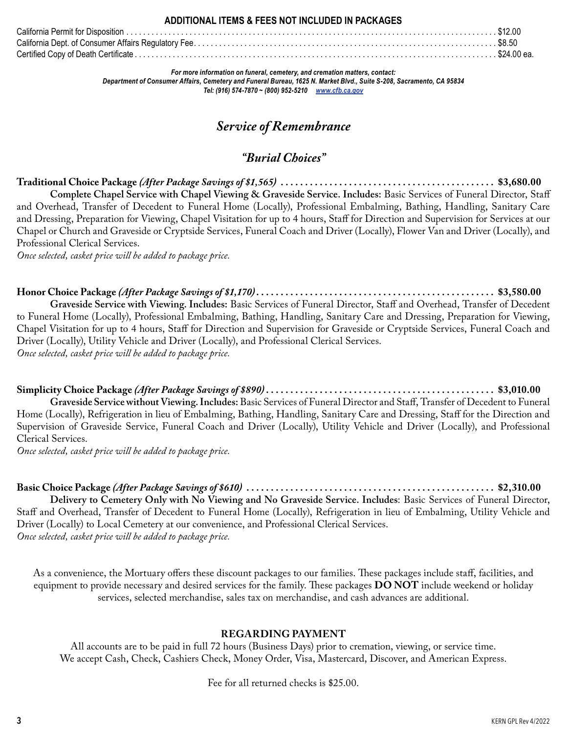## ADDITIONAL ITEMS & FEES NOT INCLUDED IN PACKAGES

| | |
|---|---|
| California Permit for Disposition | $12.00 |
| California Dept. of Consumer Affairs Regulatory Fee | $8.50 |
| Certified Copy of Death Certificate | $24.00 ea. |

***For more information on funeral, cemetery, and cremation matters, contact:***
***Department of Consumer Affairs, Cemetery and Funeral Bureau, 1625 N. Market Blvd., Suite S-208, Sacramento, CA 95834***
***Tel: (916) 574-7870 ~ (800) 952-5210 www.cfb.ca.gov***

# *Service of Remembrance*

## *"Burial Choices"*

**Traditional Choice Package** *(After Package Savings of $1,565)* .................... **$3,680.00**
**Complete Chapel Service with Chapel Viewing & Graveside Service. Includes:** Basic Services of Funeral Director, Staff and Overhead, Transfer of Decedent to Funeral Home (Locally), Professional Embalming, Bathing, Handling, Sanitary Care and Dressing, Preparation for Viewing, Chapel Visitation for up to 4 hours, Staff for Direction and Supervision for Services at our Chapel or Church and Graveside or Cryptside Services, Funeral Coach and Driver (Locally), Flower Van and Driver (Locally), and Professional Clerical Services.
*Once selected, casket price will be added to package price.*

**Honor Choice Package** *(After Package Savings of $1,170)* .................... **$3,580.00**
**Graveside Service with Viewing. Includes:** Basic Services of Funeral Director, Staff and Overhead, Transfer of Decedent to Funeral Home (Locally), Professional Embalming, Bathing, Handling, Sanitary Care and Dressing, Preparation for Viewing, Chapel Visitation for up to 4 hours, Staff for Direction and Supervision for Graveside or Cryptside Services, Funeral Coach and Driver (Locally), Utility Vehicle and Driver (Locally), and Professional Clerical Services.
*Once selected, casket price will be added to package price.*

**Simplicity Choice Package** *(After Package Savings of $890)* .................... **$3,010.00**
**Graveside Service without Viewing. Includes:** Basic Services of Funeral Director and Staff, Transfer of Decedent to Funeral Home (Locally), Refrigeration in lieu of Embalming, Bathing, Handling, Sanitary Care and Dressing, Staff for the Direction and Supervision of Graveside Service, Funeral Coach and Driver (Locally), Utility Vehicle and Driver (Locally), and Professional Clerical Services.
*Once selected, casket price will be added to package price.*

**Basic Choice Package** *(After Package Savings of $610)* .................... **$2,310.00**
**Delivery to Cemetery Only with No Viewing and No Graveside Service. Includes:** Basic Services of Funeral Director, Staff and Overhead, Transfer of Decedent to Funeral Home (Locally), Refrigeration in lieu of Embalming, Utility Vehicle and Driver (Locally) to Local Cemetery at our convenience, and Professional Clerical Services.
*Once selected, casket price will be added to package price.*

As a convenience, the Mortuary offers these discount packages to our families. These packages include staff, facilities, and equipment to provide necessary and desired services for the family. These packages **DO NOT** include weekend or holiday services, selected merchandise, sales tax on merchandise, and cash advances are additional.

### REGARDING PAYMENT

All accounts are to be paid in full 72 hours (Business Days) prior to cremation, viewing, or service time.
We accept Cash, Check, Cashiers Check, Money Order, Visa, Mastercard, Discover, and American Express.

Fee for all returned checks is $25.00.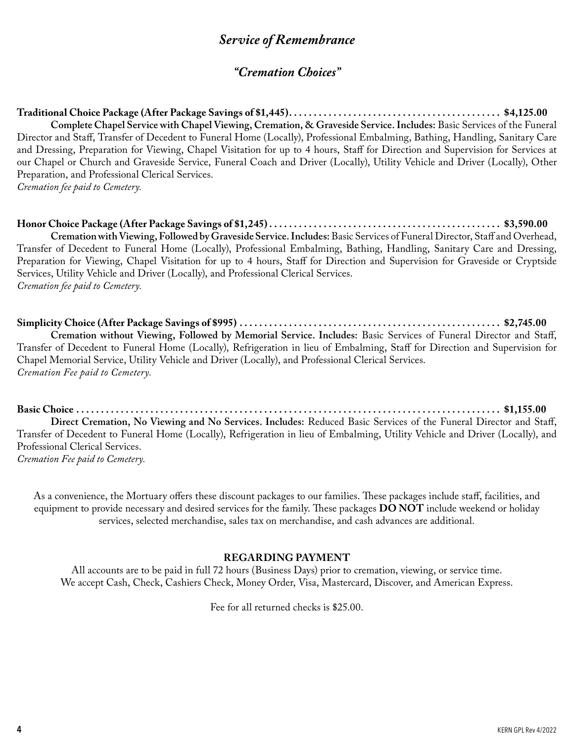## *Service of Remembrance*

### *"Cremation Choices"*

**Traditional Choice Package (After Package Savings of $1,445)............................................ $4,125.00**

**Complete Chapel Service with Chapel Viewing, Cremation, & Graveside Service. Includes:** Basic Services of the Funeral Director and Staff, Transfer of Decedent to Funeral Home (Locally), Professional Embalming, Bathing, Handling, Sanitary Care and Dressing, Preparation for Viewing, Chapel Visitation for up to 4 hours, Staff for Direction and Supervision for Services at our Chapel or Church and Graveside Service, Funeral Coach and Driver (Locally), Utility Vehicle and Driver (Locally), Other Preparation, and Professional Clerical Services.

*Cremation fee paid to Cemetery.*

**Honor Choice Package (After Package Savings of $1,245)................................................ $3,590.00**

**Cremation with Viewing, Followed by Graveside Service. Includes:** Basic Services of Funeral Director, Staff and Overhead, Transfer of Decedent to Funeral Home (Locally), Professional Embalming, Bathing, Handling, Sanitary Care and Dressing, Preparation for Viewing, Chapel Visitation for up to 4 hours, Staff for Direction and Supervision for Graveside or Cryptside Services, Utility Vehicle and Driver (Locally), and Professional Clerical Services.

*Cremation fee paid to Cemetery.*

**Simplicity Choice (After Package Savings of $995) ...................................................... $2,745.00**

**Cremation without Viewing, Followed by Memorial Service. Includes:** Basic Services of Funeral Director and Staff, Transfer of Decedent to Funeral Home (Locally), Refrigeration in lieu of Embalming, Staff for Direction and Supervision for Chapel Memorial Service, Utility Vehicle and Driver (Locally), and Professional Clerical Services.

*Cremation Fee paid to Cemetery.*

**Basic Choice ........................................................................................ $1,155.00**

**Direct Cremation, No Viewing and No Services. Includes:** Reduced Basic Services of the Funeral Director and Staff, Transfer of Decedent to Funeral Home (Locally), Refrigeration in lieu of Embalming, Utility Vehicle and Driver (Locally), and Professional Clerical Services.

*Cremation Fee paid to Cemetery.*

As a convenience, the Mortuary offers these discount packages to our families. These packages include staff, facilities, and equipment to provide necessary and desired services for the family. These packages **DO NOT** include weekend or holiday services, selected merchandise, sales tax on merchandise, and cash advances are additional.

**REGARDING PAYMENT**

All accounts are to be paid in full 72 hours (Business Days) prior to cremation, viewing, or service time.
We accept Cash, Check, Cashiers Check, Money Order, Visa, Mastercard, Discover, and American Express.

Fee for all returned checks is $25.00.